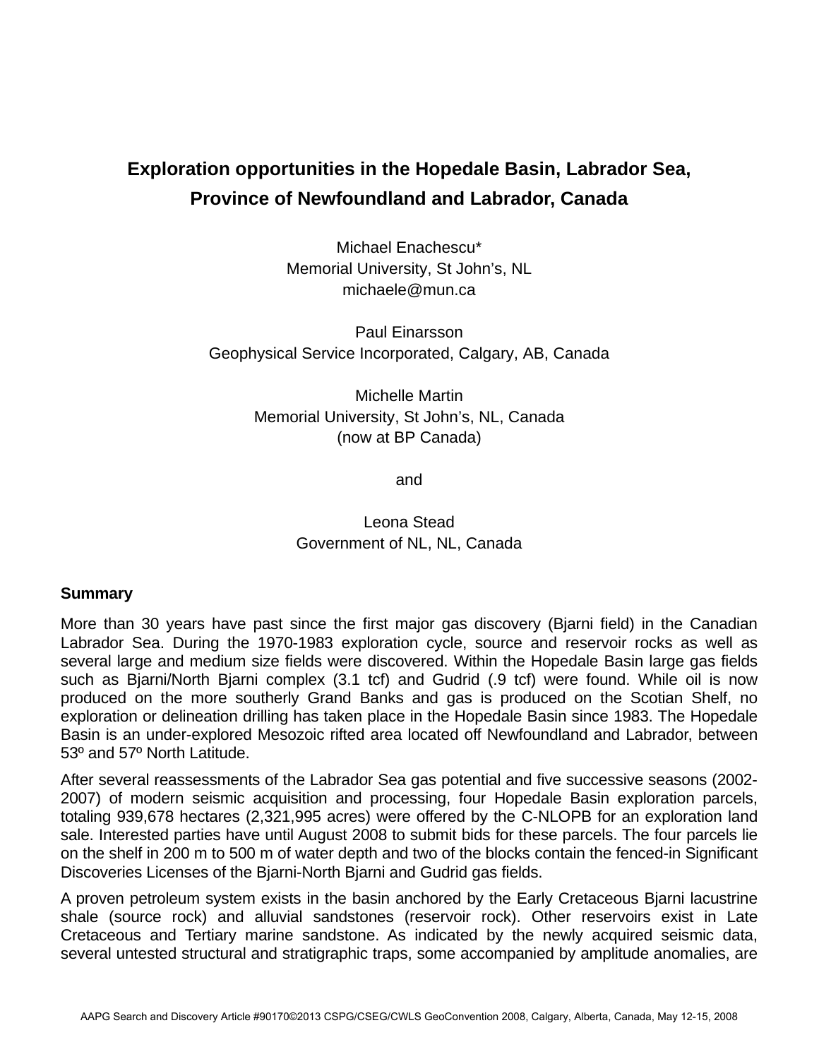# Exploration opportunities in the Hopedale Basin, Labrador Sea, Province of Newfoundland and Labrador, Canada

Michael Enachescu*
Memorial University, St John's, NL
michaele@mun.ca

Paul Einarsson
Geophysical Service Incorporated, Calgary, AB, Canada

Michelle Martin
Memorial University, St John's, NL, Canada
(now at BP Canada)

and

Leona Stead
Government of NL, NL, Canada

## Summary

More than 30 years have past since the first major gas discovery (Bjarni field) in the Canadian Labrador Sea. During the 1970-1983 exploration cycle, source and reservoir rocks as well as several large and medium size fields were discovered. Within the Hopedale Basin large gas fields such as Bjarni/North Bjarni complex (3.1 tcf) and Gudrid (.9 tcf) were found. While oil is now produced on the more southerly Grand Banks and gas is produced on the Scotian Shelf, no exploration or delineation drilling has taken place in the Hopedale Basin since 1983. The Hopedale Basin is an under-explored Mesozoic rifted area located off Newfoundland and Labrador, between 53º and 57º North Latitude.

After several reassessments of the Labrador Sea gas potential and five successive seasons (2002-2007) of modern seismic acquisition and processing, four Hopedale Basin exploration parcels, totaling 939,678 hectares (2,321,995 acres) were offered by the C-NLOPB for an exploration land sale. Interested parties have until August 2008 to submit bids for these parcels. The four parcels lie on the shelf in 200 m to 500 m of water depth and two of the blocks contain the fenced-in Significant Discoveries Licenses of the Bjarni-North Bjarni and Gudrid gas fields.

A proven petroleum system exists in the basin anchored by the Early Cretaceous Bjarni lacustrine shale (source rock) and alluvial sandstones (reservoir rock). Other reservoirs exist in Late Cretaceous and Tertiary marine sandstone. As indicated by the newly acquired seismic data, several untested structural and stratigraphic traps, some accompanied by amplitude anomalies, are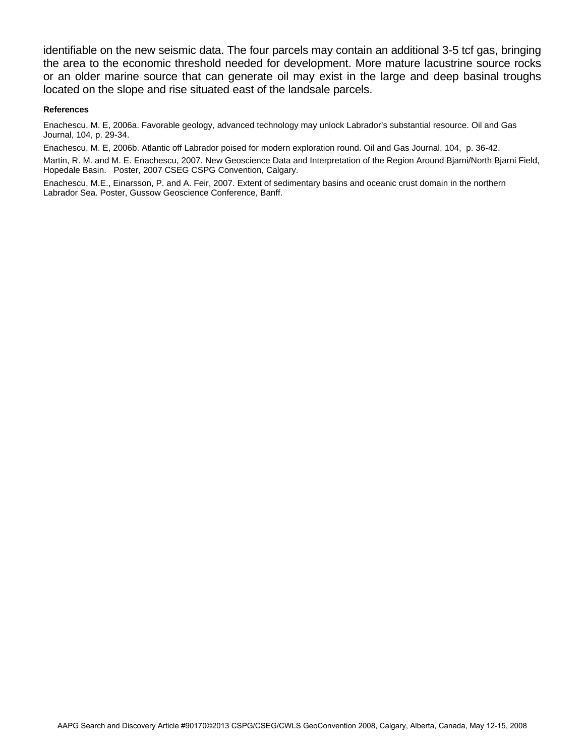identifiable on the new seismic data. The four parcels may contain an additional 3-5 tcf gas, bringing the area to the economic threshold needed for development. More mature lacustrine source rocks or an older marine source that can generate oil may exist in the large and deep basinal troughs located on the slope and rise situated east of the landsale parcels.

**References**

Enachescu, M. E, 2006a. Favorable geology, advanced technology may unlock Labrador's substantial resource. Oil and Gas Journal, 104, p. 29-34.

Enachescu, M. E, 2006b. Atlantic off Labrador poised for modern exploration round. Oil and Gas Journal, 104, p. 36-42.

Martin, R. M. and M. E. Enachescu, 2007. New Geoscience Data and Interpretation of the Region Around Bjarni/North Bjarni Field, Hopedale Basin. Poster, 2007 CSEG CSPG Convention, Calgary.

Enachescu, M.E., Einarsson, P. and A. Feir, 2007. Extent of sedimentary basins and oceanic crust domain in the northern Labrador Sea. Poster, Gussow Geoscience Conference, Banff.